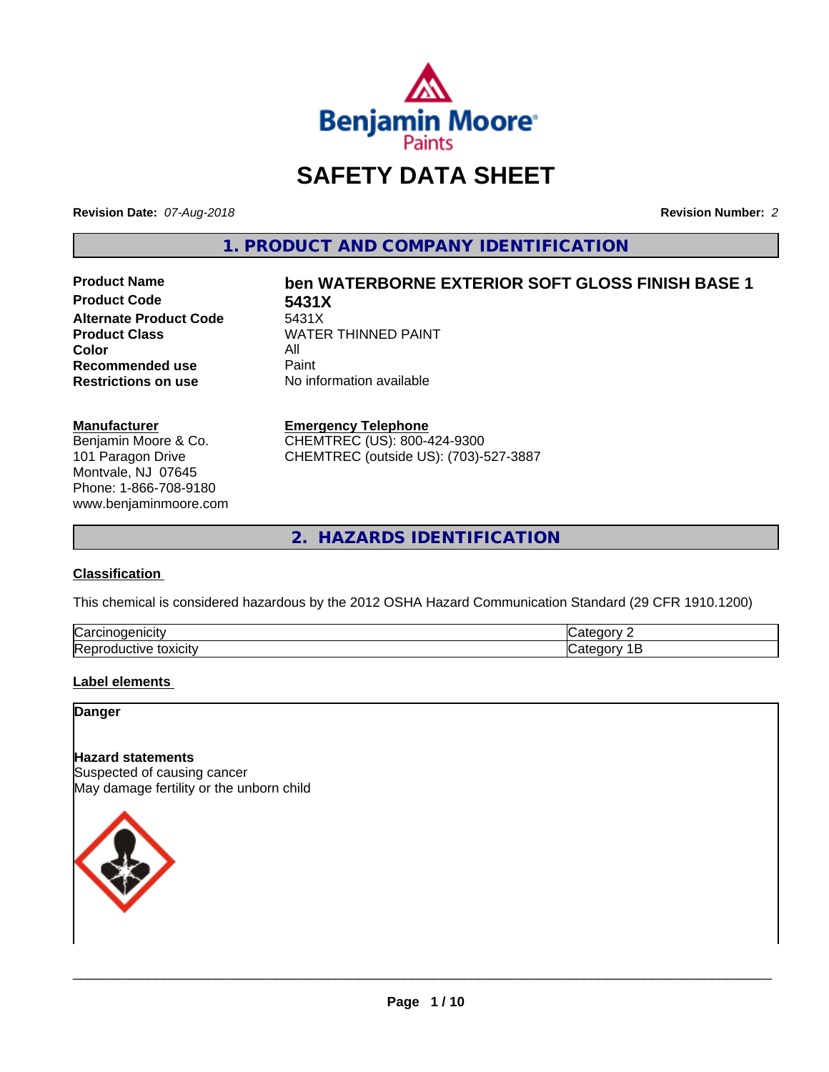# SAFETY DATA SHEET

**Revision Date:** *07-Aug-2018*

**Revision Number:** *2*

## 1. PRODUCT AND COMPANY IDENTIFICATION

| | |
|---|---|
| **Product Name** | **ben WATERBORNE EXTERIOR SOFT GLOSS FINISH BASE 1** |
| **Product Code** | **5431X** |
| **Alternate Product Code** | 5431X |
| **Product Class** | WATER THINNED PAINT |
| **Color** | All |
| **Recommended use** | Paint |
| **Restrictions on use** | No information available |

**Manufacturer**
Benjamin Moore & Co.
101 Paragon Drive
Montvale, NJ 07645
Phone: 1-866-708-9180
www.benjaminmoore.com

**Emergency Telephone**
CHEMTREC (US): 800-424-9300
CHEMTREC (outside US): (703)-527-3887

## 2. HAZARDS IDENTIFICATION

### Classification

This chemical is considered hazardous by the 2012 OSHA Hazard Communication Standard (29 CFR 1910.1200)

| | |
|---|---|
| Carcinogenicity | Category 2 |
| Reproductive toxicity | Category 1B |

### Label elements

**Danger**

**Hazard statements**
Suspected of causing cancer
May damage fertility or the unborn child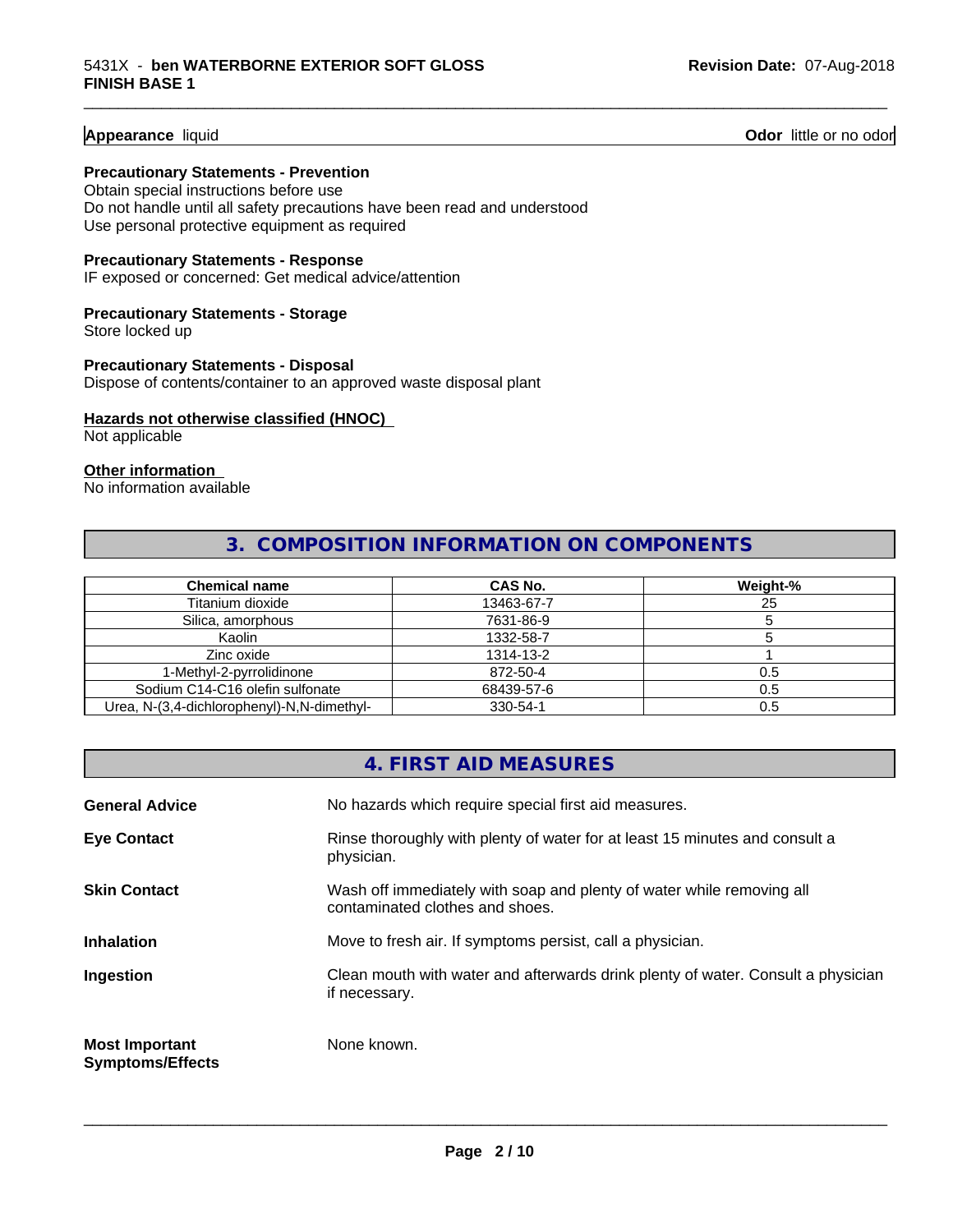**Appearance** liquid **Odor** little or no odor

**Precautionary Statements - Prevention**
Obtain special instructions before use
Do not handle until all safety precautions have been read and understood
Use personal protective equipment as required

**Precautionary Statements - Response**
IF exposed or concerned: Get medical advice/attention

**Precautionary Statements - Storage**
Store locked up

**Precautionary Statements - Disposal**
Dispose of contents/container to an approved waste disposal plant

**Hazards not otherwise classified (HNOC)**
Not applicable

**Other information**
No information available

## 3. COMPOSITION INFORMATION ON COMPONENTS

| Chemical name | CAS No. | Weight-% |
|---|---|---|
| Titanium dioxide | 13463-67-7 | 25 |
| Silica, amorphous | 7631-86-9 | 5 |
| Kaolin | 1332-58-7 | 5 |
| Zinc oxide | 1314-13-2 | 1 |
| 1-Methyl-2-pyrrolidinone | 872-50-4 | 0.5 |
| Sodium C14-C16 olefin sulfonate | 68439-57-6 | 0.5 |
| Urea, N-(3,4-dichlorophenyl)-N,N-dimethyl- | 330-54-1 | 0.5 |

## 4. FIRST AID MEASURES

**General Advice** No hazards which require special first aid measures.

**Eye Contact** Rinse thoroughly with plenty of water for at least 15 minutes and consult a physician.

**Skin Contact** Wash off immediately with soap and plenty of water while removing all contaminated clothes and shoes.

**Inhalation** Move to fresh air. If symptoms persist, call a physician.

**Ingestion** Clean mouth with water and afterwards drink plenty of water. Consult a physician if necessary.

**Most Important Symptoms/Effects** None known.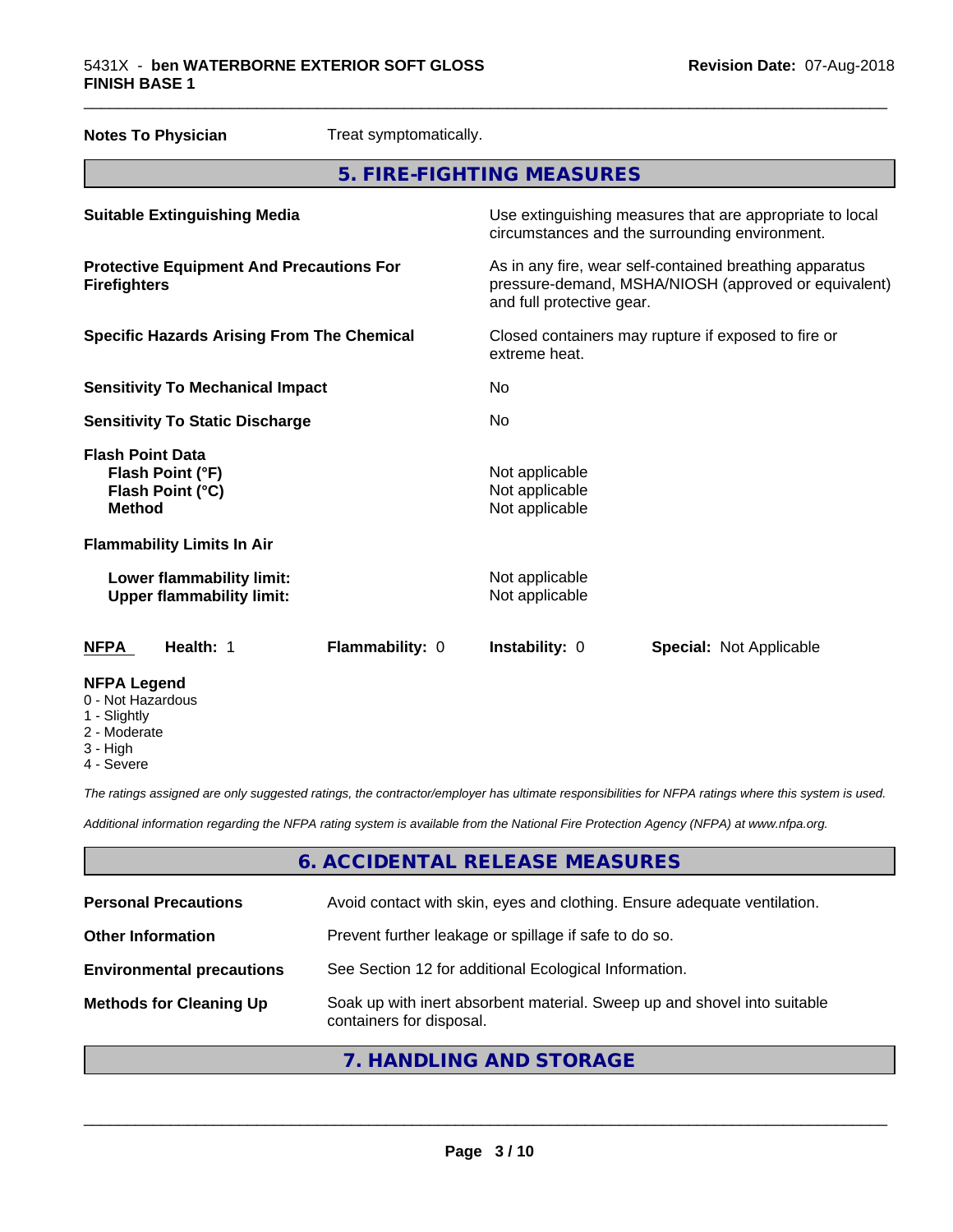**Notes To Physician** Treat symptomatically.

## 5. FIRE-FIGHTING MEASURES

| | |
|---|---|
| **Suitable Extinguishing Media** | Use extinguishing measures that are appropriate to local circumstances and the surrounding environment. |
| **Protective Equipment And Precautions For Firefighters** | As in any fire, wear self-contained breathing apparatus pressure-demand, MSHA/NIOSH (approved or equivalent) and full protective gear. |
| **Specific Hazards Arising From The Chemical** | Closed containers may rupture if exposed to fire or extreme heat. |
| **Sensitivity To Mechanical Impact** | No |
| **Sensitivity To Static Discharge** | No |
| **Flash Point Data** | |
| **Flash Point (°F)** | Not applicable |
| **Flash Point (°C)** | Not applicable |
| **Method** | Not applicable |
| **Flammability Limits In Air** | |
| **Lower flammability limit:** | Not applicable |
| **Upper flammability limit:** | Not applicable |

**NFPA** **Health:** 1 **Flammability:** 0 **Instability:** 0 **Special:** Not Applicable

**NFPA Legend**
- 0 - Not Hazardous
- 1 - Slightly
- 2 - Moderate
- 3 - High
- 4 - Severe

*The ratings assigned are only suggested ratings, the contractor/employer has ultimate responsibilities for NFPA ratings where this system is used.*

*Additional information regarding the NFPA rating system is available from the National Fire Protection Agency (NFPA) at www.nfpa.org.*

## 6. ACCIDENTAL RELEASE MEASURES

| | |
|---|---|
| **Personal Precautions** | Avoid contact with skin, eyes and clothing. Ensure adequate ventilation. |
| **Other Information** | Prevent further leakage or spillage if safe to do so. |
| **Environmental precautions** | See Section 12 for additional Ecological Information. |
| **Methods for Cleaning Up** | Soak up with inert absorbent material. Sweep up and shovel into suitable containers for disposal. |

## 7. HANDLING AND STORAGE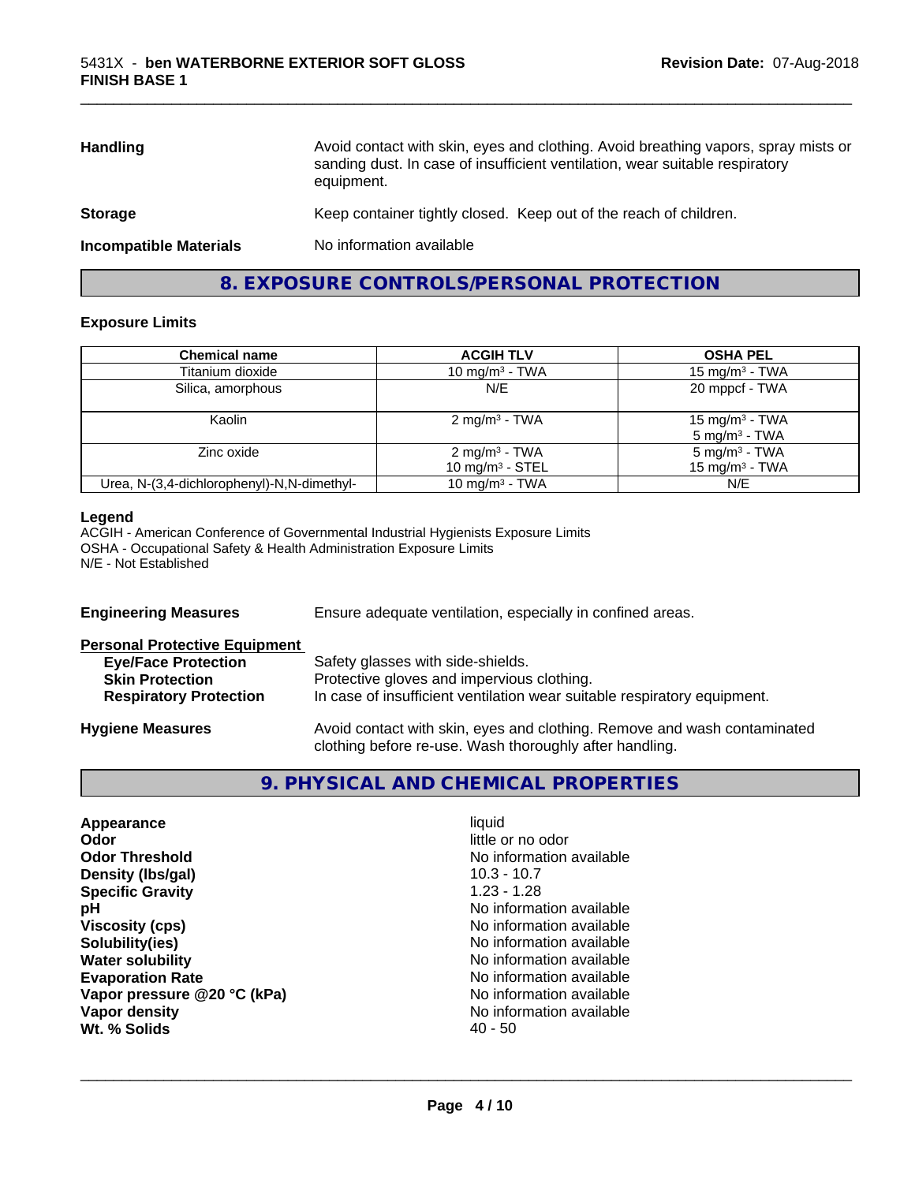| | |
|---|---|
| **Handling** | Avoid contact with skin, eyes and clothing. Avoid breathing vapors, spray mists or sanding dust. In case of insufficient ventilation, wear suitable respiratory equipment. |
| **Storage** | Keep container tightly closed. Keep out of the reach of children. |
| **Incompatible Materials** | No information available |

## 8. EXPOSURE CONTROLS/PERSONAL PROTECTION

### Exposure Limits

| Chemical name | ACGIH TLV | OSHA PEL |
|---|---|---|
| Titanium dioxide | 10 mg/m$^3$ - TWA | 15 mg/m$^3$ - TWA |
| Silica, amorphous | N/E | 20 mppcf - TWA |
| Kaolin | 2 mg/m$^3$ - TWA | 15 mg/m$^3$ - TWA<br>5 mg/m$^3$ - TWA |
| Zinc oxide | 2 mg/m$^3$ - TWA<br>10 mg/m$^3$ - STEL | 5 mg/m$^3$ - TWA<br>15 mg/m$^3$ - TWA |
| Urea, N-(3,4-dichlorophenyl)-N,N-dimethyl- | 10 mg/m$^3$ - TWA | N/E |

**Legend**

ACGIH - American Conference of Governmental Industrial Hygienists Exposure Limits
OSHA - Occupational Safety & Health Administration Exposure Limits
N/E - Not Established

**Engineering Measures** Ensure adequate ventilation, especially in confined areas.

**Personal Protective Equipment**

- **Eye/Face Protection** Safety glasses with side-shields.
- **Skin Protection** Protective gloves and impervious clothing.
- **Respiratory Protection** In case of insufficient ventilation wear suitable respiratory equipment.

**Hygiene Measures** Avoid contact with skin, eyes and clothing. Remove and wash contaminated clothing before re-use. Wash thoroughly after handling.

## 9. PHYSICAL AND CHEMICAL PROPERTIES

| | |
|---|---|
| **Appearance** | liquid |
| **Odor** | little or no odor |
| **Odor Threshold** | No information available |
| **Density (lbs/gal)** | 10.3 - 10.7 |
| **Specific Gravity** | 1.23 - 1.28 |
| **pH** | No information available |
| **Viscosity (cps)** | No information available |
| **Solubility(ies)** | No information available |
| **Water solubility** | No information available |
| **Evaporation Rate** | No information available |
| **Vapor pressure @20 °C (kPa)** | No information available |
| **Vapor density** | No information available |
| **Wt. % Solids** | 40 - 50 |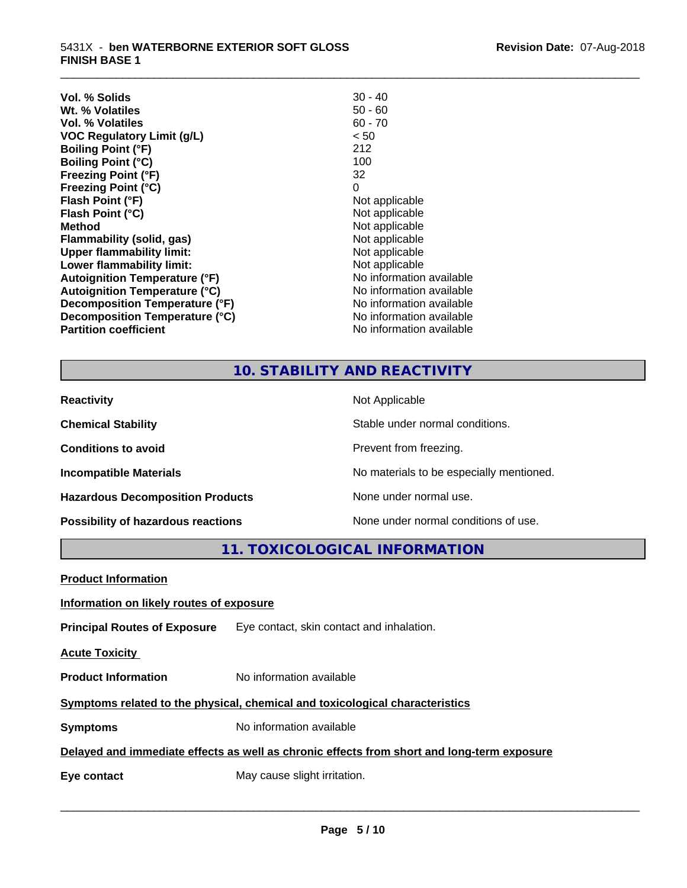| | |
|---|---|
| **Vol. % Solids** | 30 - 40 |
| **Wt. % Volatiles** | 50 - 60 |
| **Vol. % Volatiles** | 60 - 70 |
| **VOC Regulatory Limit (g/L)** | < 50 |
| **Boiling Point (°F)** | 212 |
| **Boiling Point (°C)** | 100 |
| **Freezing Point (°F)** | 32 |
| **Freezing Point (°C)** | 0 |
| **Flash Point (°F)** | Not applicable |
| **Flash Point (°C)** | Not applicable |
| **Method** | Not applicable |
| **Flammability (solid, gas)** | Not applicable |
| **Upper flammability limit:** | Not applicable |
| **Lower flammability limit:** | Not applicable |
| **Autoignition Temperature (°F)** | No information available |
| **Autoignition Temperature (°C)** | No information available |
| **Decomposition Temperature (°F)** | No information available |
| **Decomposition Temperature (°C)** | No information available |
| **Partition coefficient** | No information available |

## 10. STABILITY AND REACTIVITY

| | |
|---|---|
| **Reactivity** | Not Applicable |
| **Chemical Stability** | Stable under normal conditions. |
| **Conditions to avoid** | Prevent from freezing. |
| **Incompatible Materials** | No materials to be especially mentioned. |
| **Hazardous Decomposition Products** | None under normal use. |
| **Possibility of hazardous reactions** | None under normal conditions of use. |

## 11. TOXICOLOGICAL INFORMATION

**Product Information**

**Information on likely routes of exposure**

**Principal Routes of Exposure** Eye contact, skin contact and inhalation.

**Acute Toxicity**

**Product Information** No information available

**Symptoms related to the physical, chemical and toxicological characteristics**

**Symptoms** No information available

**Delayed and immediate effects as well as chronic effects from short and long-term exposure**

**Eye contact** May cause slight irritation.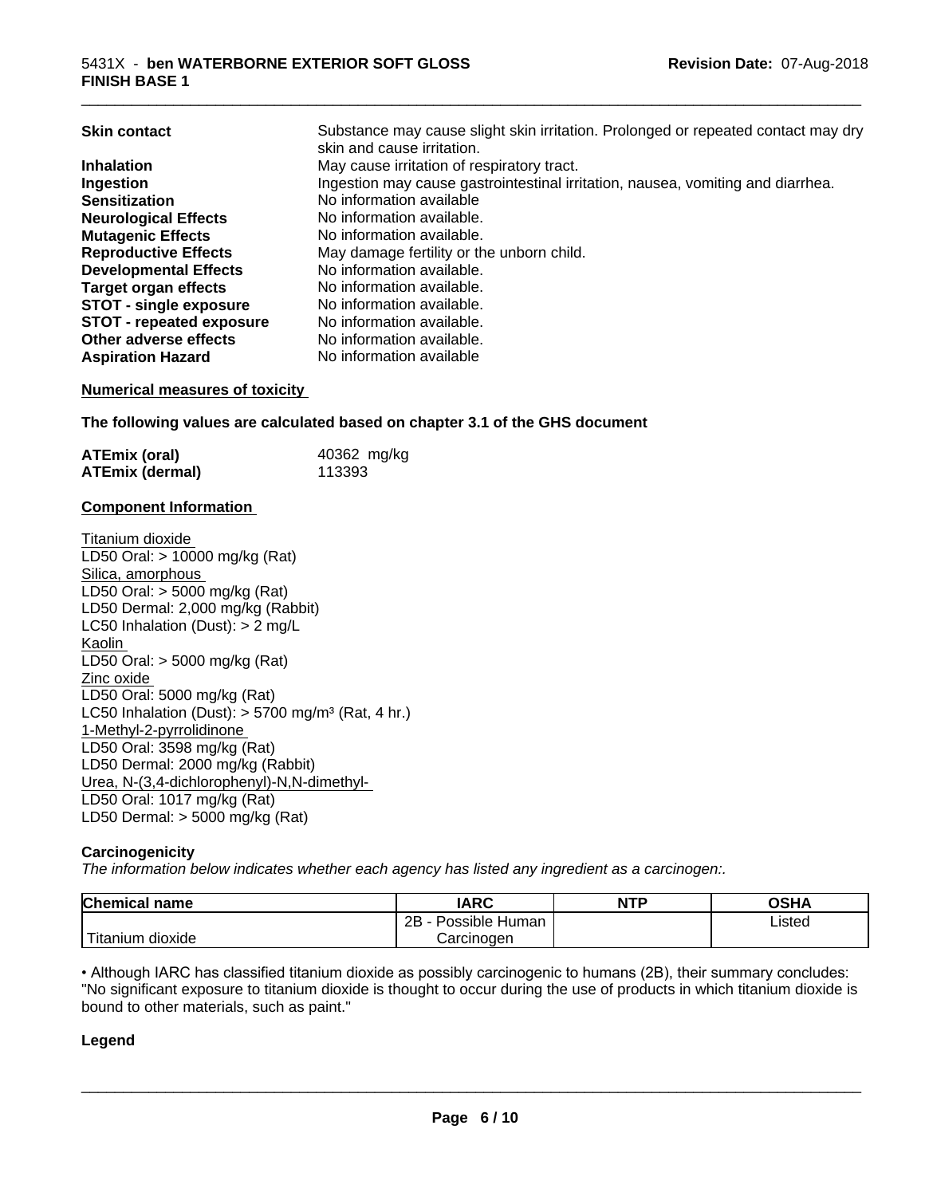| | |
|---|---|
| **Skin contact** | Substance may cause slight skin irritation. Prolonged or repeated contact may dry skin and cause irritation. |
| **Inhalation** | May cause irritation of respiratory tract. |
| **Ingestion** | Ingestion may cause gastrointestinal irritation, nausea, vomiting and diarrhea. |
| **Sensitization** | No information available |
| **Neurological Effects** | No information available. |
| **Mutagenic Effects** | No information available. |
| **Reproductive Effects** | May damage fertility or the unborn child. |
| **Developmental Effects** | No information available. |
| **Target organ effects** | No information available. |
| **STOT - single exposure** | No information available. |
| **STOT - repeated exposure** | No information available. |
| **Other adverse effects** | No information available. |
| **Aspiration Hazard** | No information available |

**Numerical measures of toxicity**

**The following values are calculated based on chapter 3.1 of the GHS document**

| | |
|---|---|
| **ATEmix (oral)** | 40362 mg/kg |
| **ATEmix (dermal)** | 113393 |

**Component Information**

Titanium dioxide
LD50 Oral: > 10000 mg/kg (Rat)
Silica, amorphous
LD50 Oral: > 5000 mg/kg (Rat)
LD50 Dermal: 2,000 mg/kg (Rabbit)
LC50 Inhalation (Dust): > 2 mg/L
Kaolin
LD50 Oral: > 5000 mg/kg (Rat)
Zinc oxide
LD50 Oral: 5000 mg/kg (Rat)
LC50 Inhalation (Dust): > 5700 mg/m³ (Rat, 4 hr.)
1-Methyl-2-pyrrolidinone
LD50 Oral: 3598 mg/kg (Rat)
LD50 Dermal: 2000 mg/kg (Rabbit)
Urea, N-(3,4-dichlorophenyl)-N,N-dimethyl-
LD50 Oral: 1017 mg/kg (Rat)
LD50 Dermal: > 5000 mg/kg (Rat)

**Carcinogenicity**

*The information below indicates whether each agency has listed any ingredient as a carcinogen:.*

| Chemical name | IARC | NTP | OSHA |
|---|---|---|---|
| Titanium dioxide | 2B - Possible Human Carcinogen | | Listed |

• Although IARC has classified titanium dioxide as possibly carcinogenic to humans (2B), their summary concludes: "No significant exposure to titanium dioxide is thought to occur during the use of products in which titanium dioxide is bound to other materials, such as paint."

**Legend**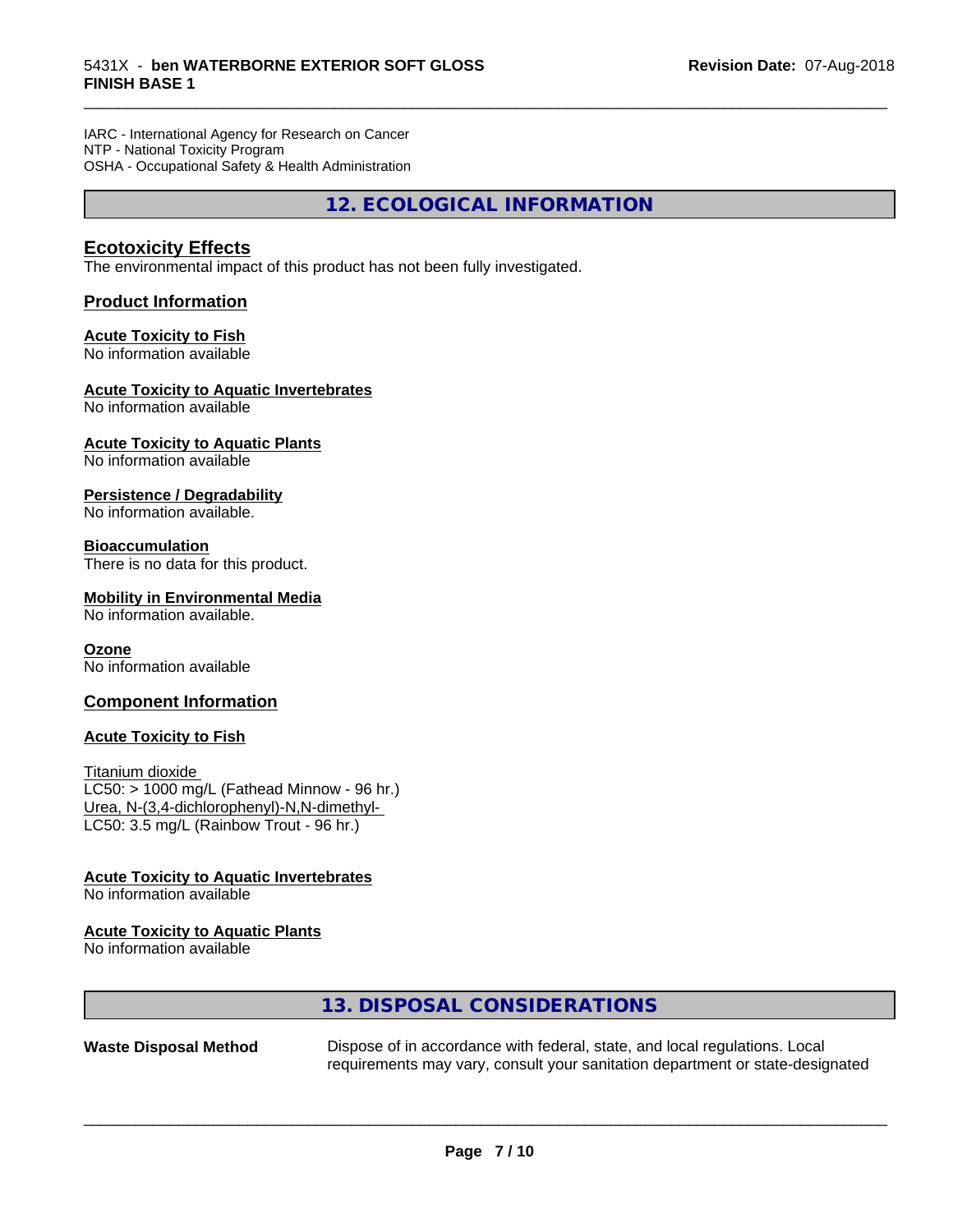IARC - International Agency for Research on Cancer
NTP - National Toxicity Program
OSHA - Occupational Safety & Health Administration

## 12. ECOLOGICAL INFORMATION

### Ecotoxicity Effects

The environmental impact of this product has not been fully investigated.

### Product Information

**Acute Toxicity to Fish**
No information available

**Acute Toxicity to Aquatic Invertebrates**
No information available

**Acute Toxicity to Aquatic Plants**
No information available

**Persistence / Degradability**
No information available.

**Bioaccumulation**
There is no data for this product.

**Mobility in Environmental Media**
No information available.

**Ozone**
No information available

### Component Information

**Acute Toxicity to Fish**

Titanium dioxide
LC50: > 1000 mg/L (Fathead Minnow - 96 hr.)
Urea, N-(3,4-dichlorophenyl)-N,N-dimethyl-
LC50: 3.5 mg/L (Rainbow Trout - 96 hr.)

**Acute Toxicity to Aquatic Invertebrates**
No information available

**Acute Toxicity to Aquatic Plants**
No information available

## 13. DISPOSAL CONSIDERATIONS

**Waste Disposal Method** Dispose of in accordance with federal, state, and local regulations. Local requirements may vary, consult your sanitation department or state-designated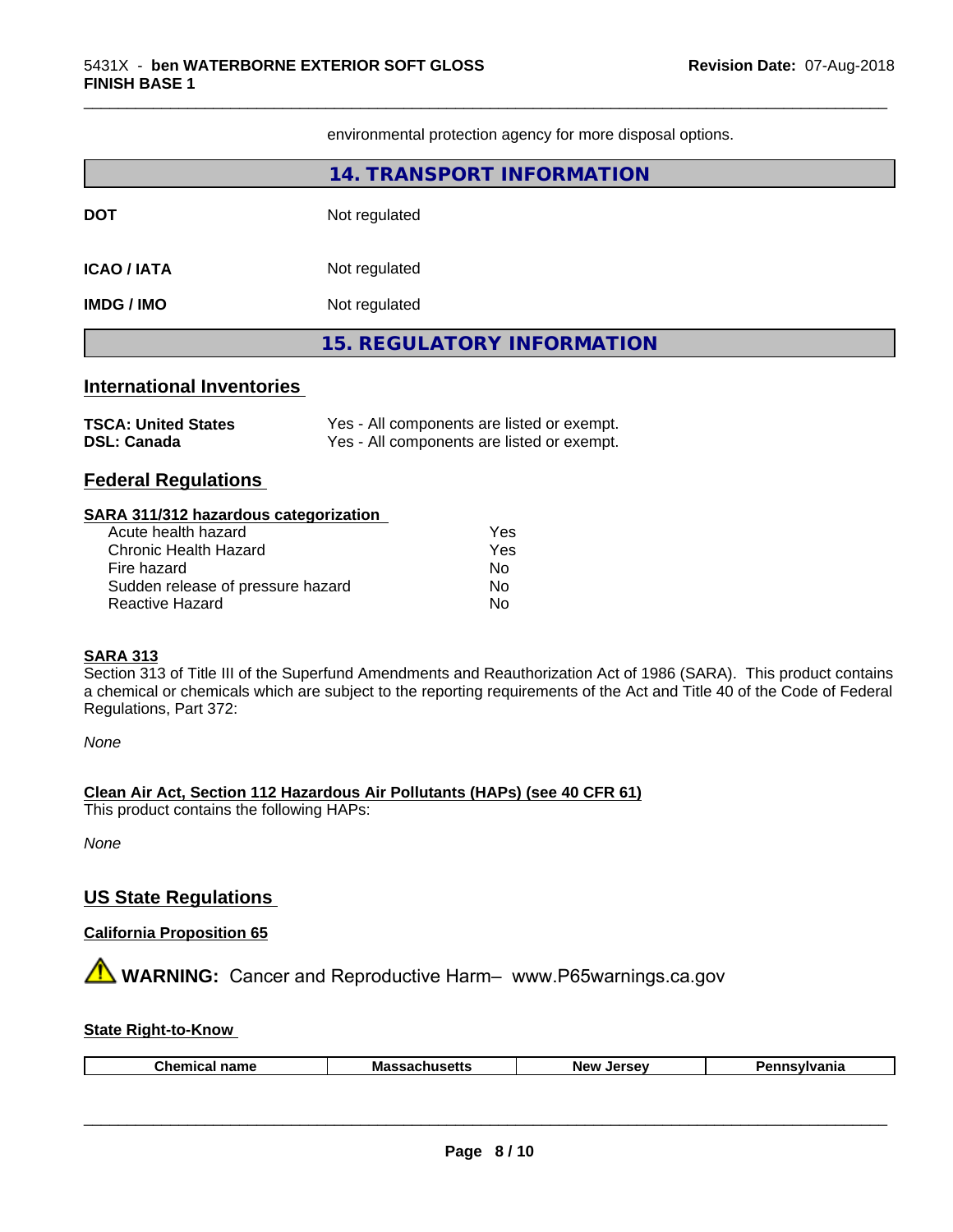environmental protection agency for more disposal options.

## 14. TRANSPORT INFORMATION

**DOT** Not regulated

**ICAO / IATA** Not regulated

**IMDG / IMO** Not regulated

## 15. REGULATORY INFORMATION

### International Inventories

| | |
|---|---|
| **TSCA: United States** | Yes - All components are listed or exempt. |
| **DSL: Canada** | Yes - All components are listed or exempt. |

### Federal Regulations

**SARA 311/312 hazardous categorization**

| | |
|---|---|
| Acute health hazard | Yes |
| Chronic Health Hazard | Yes |
| Fire hazard | No |
| Sudden release of pressure hazard | No |
| Reactive Hazard | No |

**SARA 313**

Section 313 of Title III of the Superfund Amendments and Reauthorization Act of 1986 (SARA). This product contains a chemical or chemicals which are subject to the reporting requirements of the Act and Title 40 of the Code of Federal Regulations, Part 372:

*None*

**Clean Air Act, Section 112 Hazardous Air Pollutants (HAPs) (see 40 CFR 61)**

This product contains the following HAPs:

*None*

### US State Regulations

**California Proposition 65**

⚠ **WARNING:** Cancer and Reproductive Harm– www.P65warnings.ca.gov

**State Right-to-Know**

| Chemical name | Massachusetts | New Jersey | Pennsylvania |
|---|---|---|---|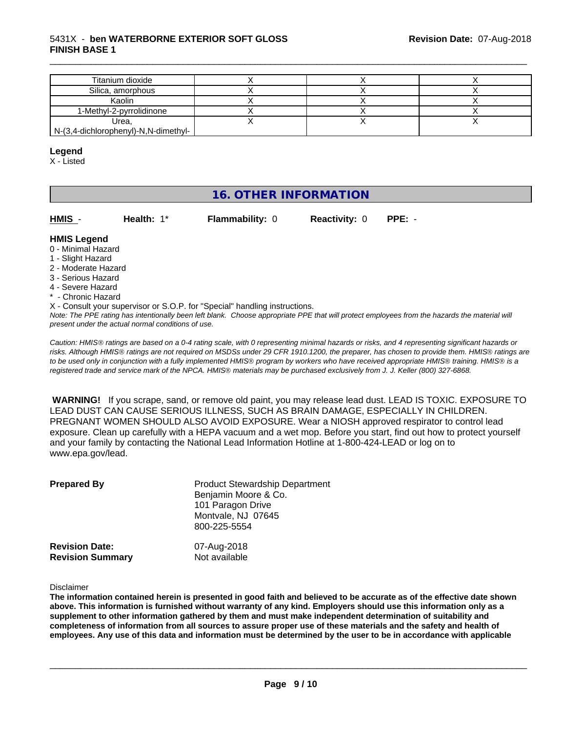| | | | |
|---|---|---|---|
| Titanium dioxide | X | X | X |
| Silica, amorphous | X | X | X |
| Kaolin | X | X | X |
| 1-Methyl-2-pyrrolidinone | X | X | X |
| Urea, N-(3,4-dichlorophenyl)-N,N-dimethyl- | X | X | X |

**Legend**
X - Listed

## 16. OTHER INFORMATION

**HMIS** - **Health:** 1* **Flammability:** 0 **Reactivity:** 0 **PPE:** -

**HMIS Legend**
0 - Minimal Hazard
1 - Slight Hazard
2 - Moderate Hazard
3 - Serious Hazard
4 - Severe Hazard
* - Chronic Hazard
X - Consult your supervisor or S.O.P. for "Special" handling instructions.

*Note: The PPE rating has intentionally been left blank. Choose appropriate PPE that will protect employees from the hazards the material will present under the actual normal conditions of use.*

*Caution: HMIS® ratings are based on a 0-4 rating scale, with 0 representing minimal hazards or risks, and 4 representing significant hazards or risks. Although HMIS® ratings are not required on MSDSs under 29 CFR 1910.1200, the preparer, has chosen to provide them. HMIS® ratings are to be used only in conjunction with a fully implemented HMIS® program by workers who have received appropriate HMIS® training. HMIS® is a registered trade and service mark of the NPCA. HMIS® materials may be purchased exclusively from J. J. Keller (800) 327-6868.*

**WARNING!** If you scrape, sand, or remove old paint, you may release lead dust. LEAD IS TOXIC. EXPOSURE TO LEAD DUST CAN CAUSE SERIOUS ILLNESS, SUCH AS BRAIN DAMAGE, ESPECIALLY IN CHILDREN. PREGNANT WOMEN SHOULD ALSO AVOID EXPOSURE. Wear a NIOSH approved respirator to control lead exposure. Clean up carefully with a HEPA vacuum and a wet mop. Before you start, find out how to protect yourself and your family by contacting the National Lead Information Hotline at 1-800-424-LEAD or log on to www.epa.gov/lead.

**Prepared By** Product Stewardship Department
Benjamin Moore & Co.
101 Paragon Drive
Montvale, NJ 07645
800-225-5554

**Revision Date:** 07-Aug-2018
**Revision Summary** Not available

Disclaimer

**The information contained herein is presented in good faith and believed to be accurate as of the effective date shown above. This information is furnished without warranty of any kind. Employers should use this information only as a supplement to other information gathered by them and must make independent determination of suitability and completeness of information from all sources to assure proper use of these materials and the safety and health of employees. Any use of this data and information must be determined by the user to be in accordance with applicable**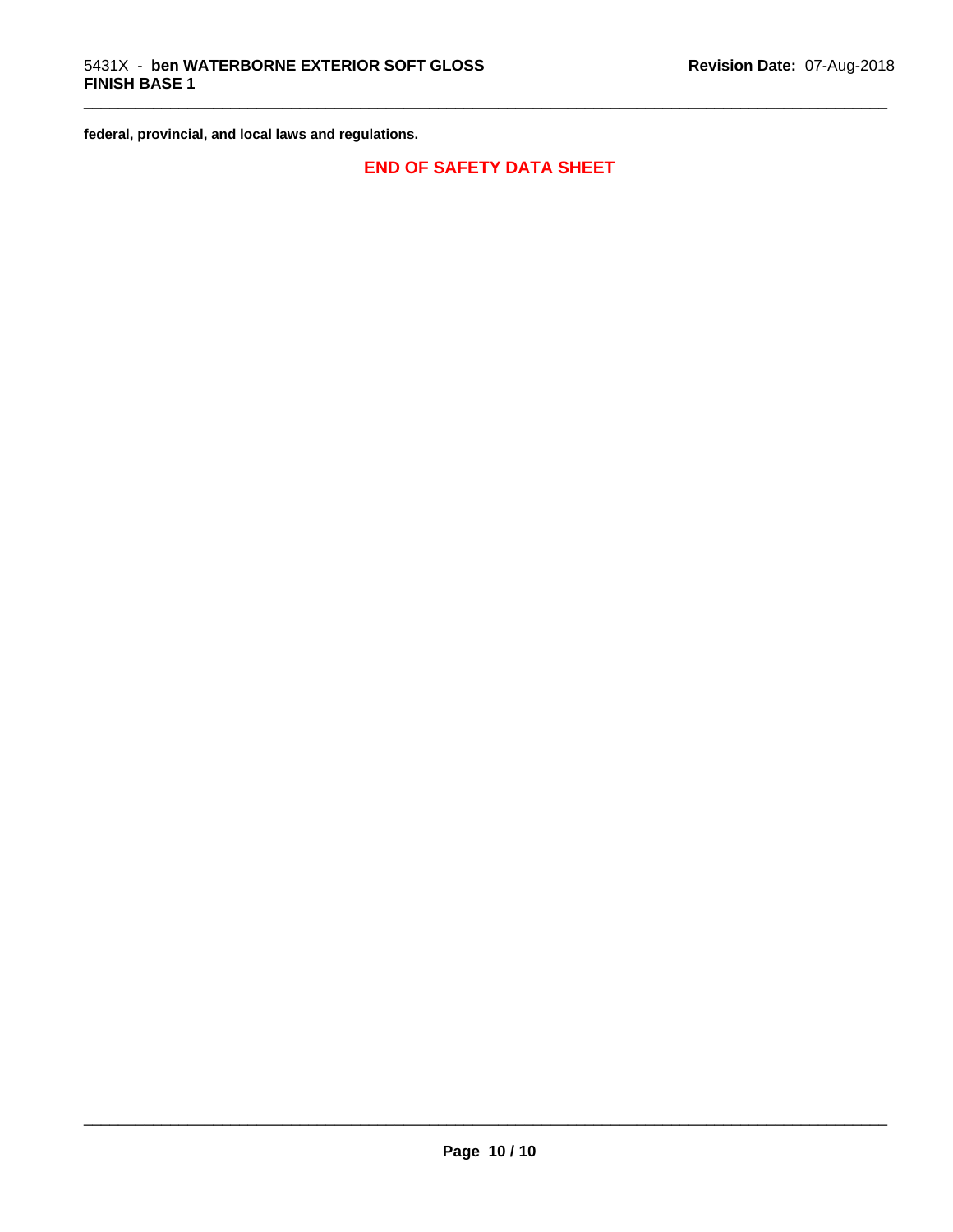**federal, provincial, and local laws and regulations.**

**END OF SAFETY DATA SHEET**